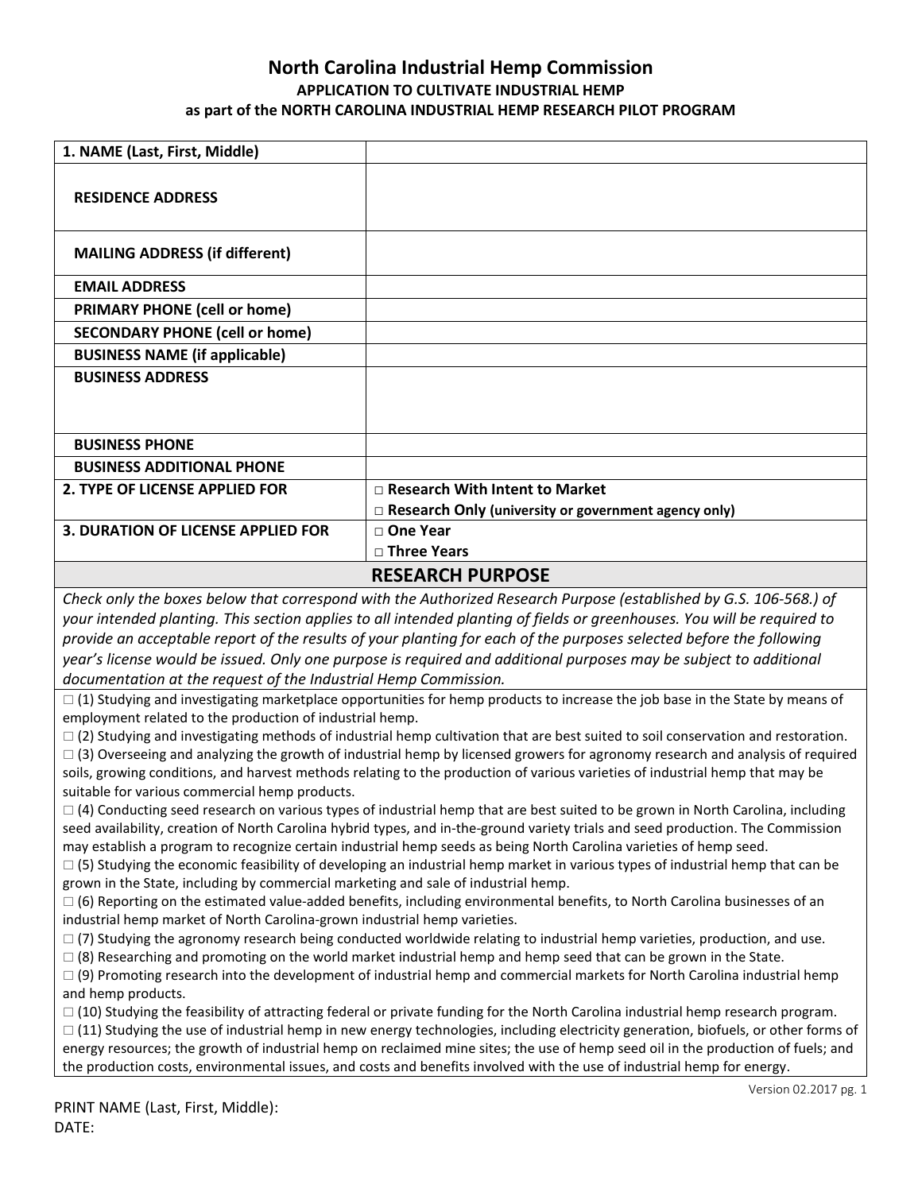# North Carolina Industrial Hemp Commission

## APPLICATION TO CULTIVATE INDUSTRIAL HEMP

### as part of the NORTH CAROLINA INDUSTRIAL HEMP RESEARCH PILOT PROGRAM

| **1. NAME (Last, First, Middle)** | |
|---|---|
| **RESIDENCE ADDRESS** | |
| **MAILING ADDRESS (if different)** | |
| **EMAIL ADDRESS** | |
| **PRIMARY PHONE (cell or home)** | |
| **SECONDARY PHONE (cell or home)** | |
| **BUSINESS NAME (if applicable)** | |
| **BUSINESS ADDRESS** | |
| **BUSINESS PHONE** | |
| **BUSINESS ADDITIONAL PHONE** | |
| **2. TYPE OF LICENSE APPLIED FOR** | □ **Research With Intent to Market**<br>□ **Research Only (university or government agency only)** |
| **3. DURATION OF LICENSE APPLIED FOR** | □ **One Year**<br>□ **Three Years** |

## RESEARCH PURPOSE

*Check only the boxes below that correspond with the Authorized Research Purpose (established by G.S. 106-568.) of your intended planting. This section applies to all intended planting of fields or greenhouses. You will be required to provide an acceptable report of the results of your planting for each of the purposes selected before the following year's license would be issued. Only one purpose is required and additional purposes may be subject to additional documentation at the request of the Industrial Hemp Commission.*

□ (1) Studying and investigating marketplace opportunities for hemp products to increase the job base in the State by means of employment related to the production of industrial hemp.

□ (2) Studying and investigating methods of industrial hemp cultivation that are best suited to soil conservation and restoration.

□ (3) Overseeing and analyzing the growth of industrial hemp by licensed growers for agronomy research and analysis of required soils, growing conditions, and harvest methods relating to the production of various varieties of industrial hemp that may be suitable for various commercial hemp products.

□ (4) Conducting seed research on various types of industrial hemp that are best suited to be grown in North Carolina, including seed availability, creation of North Carolina hybrid types, and in-the-ground variety trials and seed production. The Commission may establish a program to recognize certain industrial hemp seeds as being North Carolina varieties of hemp seed.

□ (5) Studying the economic feasibility of developing an industrial hemp market in various types of industrial hemp that can be grown in the State, including by commercial marketing and sale of industrial hemp.

□ (6) Reporting on the estimated value-added benefits, including environmental benefits, to North Carolina businesses of an industrial hemp market of North Carolina-grown industrial hemp varieties.

□ (7) Studying the agronomy research being conducted worldwide relating to industrial hemp varieties, production, and use.

□ (8) Researching and promoting on the world market industrial hemp and hemp seed that can be grown in the State.

□ (9) Promoting research into the development of industrial hemp and commercial markets for North Carolina industrial hemp and hemp products.

□ (10) Studying the feasibility of attracting federal or private funding for the North Carolina industrial hemp research program.

□ (11) Studying the use of industrial hemp in new energy technologies, including electricity generation, biofuels, or other forms of energy resources; the growth of industrial hemp on reclaimed mine sites; the use of hemp seed oil in the production of fuels; and the production costs, environmental issues, and costs and benefits involved with the use of industrial hemp for energy.

PRINT NAME (Last, First, Middle):

DATE: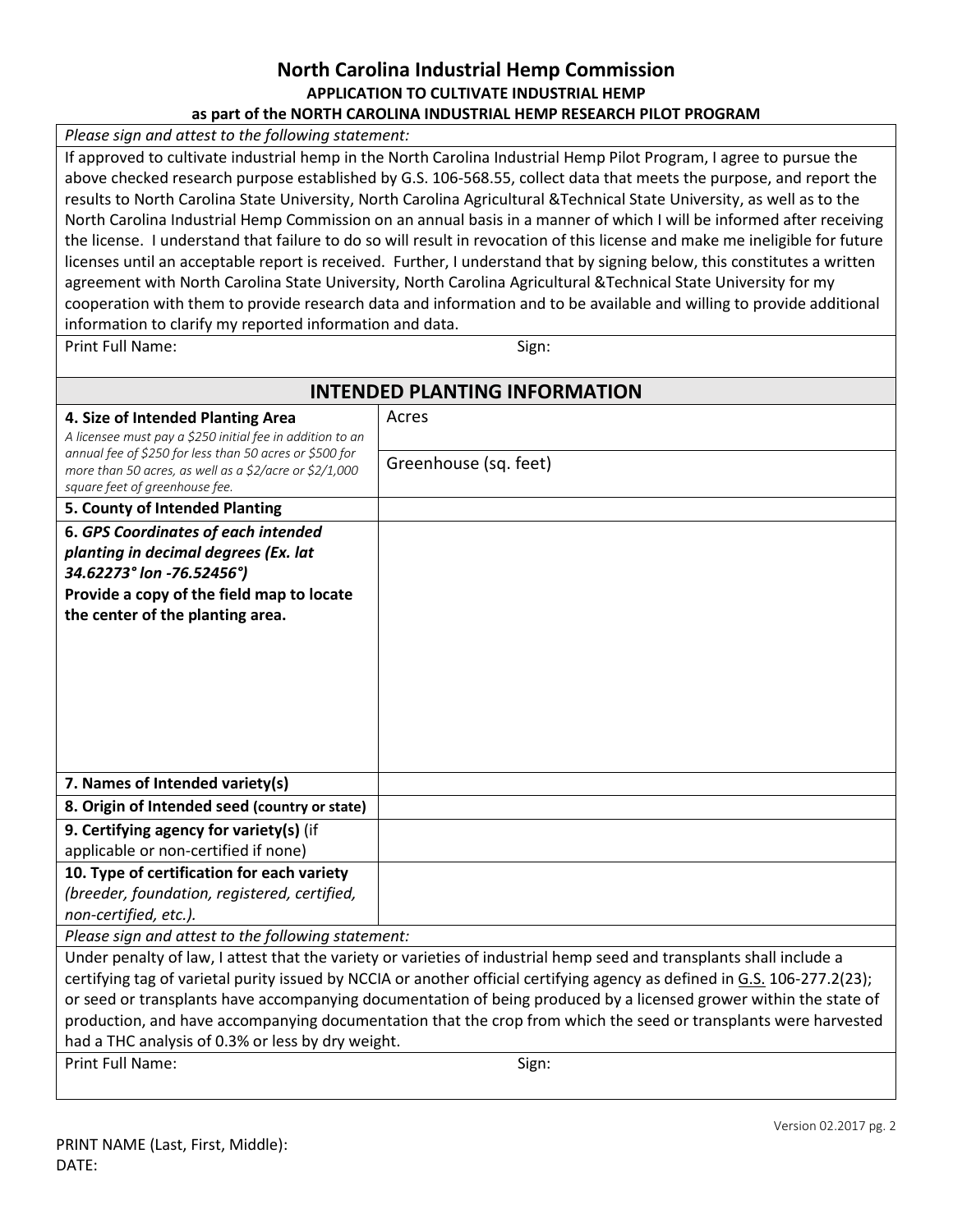## North Carolina Industrial Hemp Commission

**APPLICATION TO CULTIVATE INDUSTRIAL HEMP**

**as part of the NORTH CAROLINA INDUSTRIAL HEMP RESEARCH PILOT PROGRAM**

*Please sign and attest to the following statement:*

If approved to cultivate industrial hemp in the North Carolina Industrial Hemp Pilot Program, I agree to pursue the above checked research purpose established by G.S. 106-568.55, collect data that meets the purpose, and report the results to North Carolina State University, North Carolina Agricultural &Technical State University, as well as to the North Carolina Industrial Hemp Commission on an annual basis in a manner of which I will be informed after receiving the license. I understand that failure to do so will result in revocation of this license and make me ineligible for future licenses until an acceptable report is received. Further, I understand that by signing below, this constitutes a written agreement with North Carolina State University, North Carolina Agricultural &Technical State University for my cooperation with them to provide research data and information and to be available and willing to provide additional information to clarify my reported information and data.

Print Full Name: Sign:

## INTENDED PLANTING INFORMATION

| | |
|---|---|
| **4. Size of Intended Planting Area** *A licensee must pay a $250 initial fee in addition to an annual fee of $250 for less than 50 acres or $500 for more than 50 acres, as well as a $2/acre or $2/1,000 square feet of greenhouse fee.* | Acres |
| | Greenhouse (sq. feet) |
| **5. County of Intended Planting** | |
| ***6. GPS Coordinates of each intended planting in decimal degrees (Ex. lat 34.62273° lon -76.52456°)*** **Provide a copy of the field map to locate the center of the planting area.** | |
| **7. Names of Intended variety(s)** | |
| **8. Origin of Intended seed (country or state)** | |
| **9. Certifying agency for variety(s)** (if applicable or non-certified if none) | |
| **10. Type of certification for each variety** *(breeder, foundation, registered, certified, non-certified, etc.).* | |

*Please sign and attest to the following statement:*

Under penalty of law, I attest that the variety or varieties of industrial hemp seed and transplants shall include a certifying tag of varietal purity issued by NCCIA or another official certifying agency as defined in G.S. 106-277.2(23); or seed or transplants have accompanying documentation of being produced by a licensed grower within the state of production, and have accompanying documentation that the crop from which the seed or transplants were harvested had a THC analysis of 0.3% or less by dry weight.

Print Full Name: Sign:

PRINT NAME (Last, First, Middle):
DATE: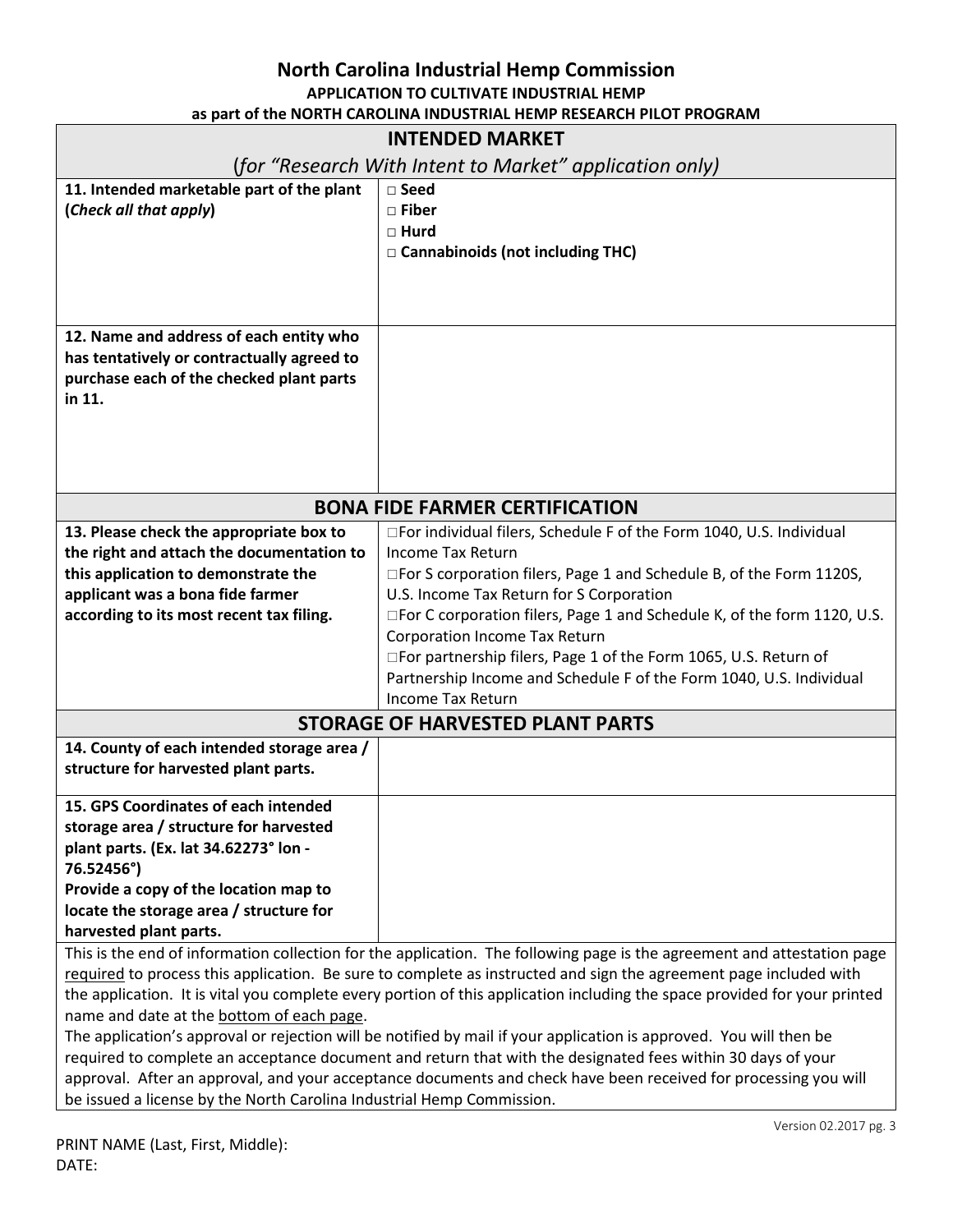# North Carolina Industrial Hemp Commission

**APPLICATION TO CULTIVATE INDUSTRIAL HEMP**

**as part of the NORTH CAROLINA INDUSTRIAL HEMP RESEARCH PILOT PROGRAM**

## INTENDED MARKET

(*for "Research With Intent to Market" application only*)

| | |
|---|---|
| **11. Intended marketable part of the plant (*Check all that apply*)** | □ **Seed**<br>□ **Fiber**<br>□ **Hurd**<br>□ **Cannabinoids (not including THC)** |
| **12. Name and address of each entity who has tentatively or contractually agreed to purchase each of the checked plant parts in 11.** | |

## BONA FIDE FARMER CERTIFICATION

| | |
|---|---|
| **13. Please check the appropriate box to the right and attach the documentation to this application to demonstrate the applicant was a bona fide farmer according to its most recent tax filing.** | □For individual filers, Schedule F of the Form 1040, U.S. Individual Income Tax Return<br>□For S corporation filers, Page 1 and Schedule B, of the Form 1120S, U.S. Income Tax Return for S Corporation<br>□For C corporation filers, Page 1 and Schedule K, of the form 1120, U.S. Corporation Income Tax Return<br>□For partnership filers, Page 1 of the Form 1065, U.S. Return of Partnership Income and Schedule F of the Form 1040, U.S. Individual Income Tax Return |

## STORAGE OF HARVESTED PLANT PARTS

| | |
|---|---|
| **14. County of each intended storage area / structure for harvested plant parts.** | |
| **15. GPS Coordinates of each intended storage area / structure for harvested plant parts. (Ex. lat 34.62273° lon -76.52456°)**<br>**Provide a copy of the location map to locate the storage area / structure for harvested plant parts.** | |

This is the end of information collection for the application. The following page is the agreement and attestation page required to process this application. Be sure to complete as instructed and sign the agreement page included with the application. It is vital you complete every portion of this application including the space provided for your printed name and date at the bottom of each page.

The application's approval or rejection will be notified by mail if your application is approved. You will then be required to complete an acceptance document and return that with the designated fees within 30 days of your approval. After an approval, and your acceptance documents and check have been received for processing you will be issued a license by the North Carolina Industrial Hemp Commission.

PRINT NAME (Last, First, Middle):

DATE: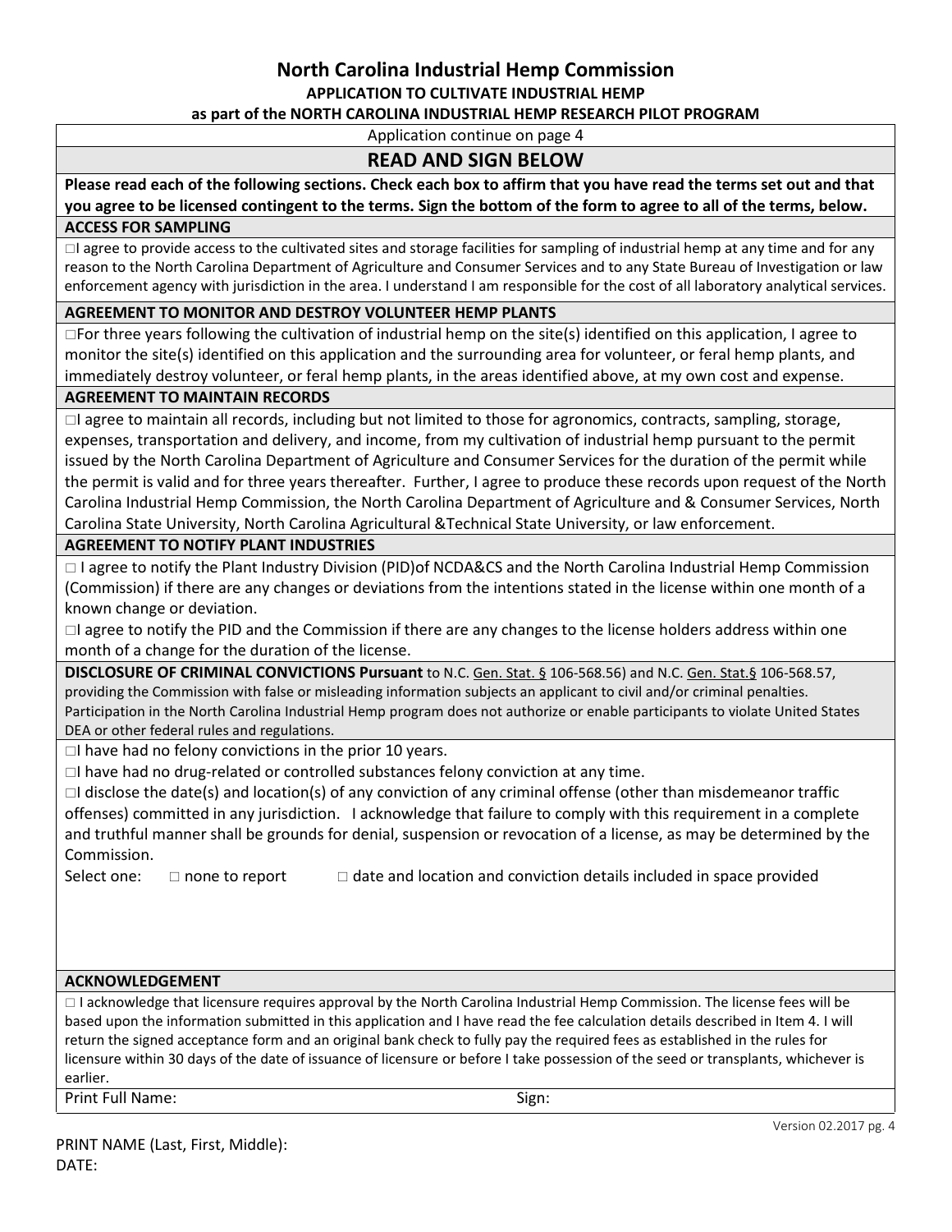# North Carolina Industrial Hemp Commission

## APPLICATION TO CULTIVATE INDUSTRIAL HEMP

### as part of the NORTH CAROLINA INDUSTRIAL HEMP RESEARCH PILOT PROGRAM

Application continue on page 4

## READ AND SIGN BELOW

**Please read each of the following sections. Check each box to affirm that you have read the terms set out and that you agree to be licensed contingent to the terms. Sign the bottom of the form to agree to all of the terms, below.**

**ACCESS FOR SAMPLING**

☐I agree to provide access to the cultivated sites and storage facilities for sampling of industrial hemp at any time and for any reason to the North Carolina Department of Agriculture and Consumer Services and to any State Bureau of Investigation or law enforcement agency with jurisdiction in the area. I understand I am responsible for the cost of all laboratory analytical services.

**AGREEMENT TO MONITOR AND DESTROY VOLUNTEER HEMP PLANTS**

☐For three years following the cultivation of industrial hemp on the site(s) identified on this application, I agree to monitor the site(s) identified on this application and the surrounding area for volunteer, or feral hemp plants, and immediately destroy volunteer, or feral hemp plants, in the areas identified above, at my own cost and expense.

**AGREEMENT TO MAINTAIN RECORDS**

☐I agree to maintain all records, including but not limited to those for agronomics, contracts, sampling, storage, expenses, transportation and delivery, and income, from my cultivation of industrial hemp pursuant to the permit issued by the North Carolina Department of Agriculture and Consumer Services for the duration of the permit while the permit is valid and for three years thereafter. Further, I agree to produce these records upon request of the North Carolina Industrial Hemp Commission, the North Carolina Department of Agriculture and & Consumer Services, North Carolina State University, North Carolina Agricultural &Technical State University, or law enforcement.

**AGREEMENT TO NOTIFY PLANT INDUSTRIES**

☐ I agree to notify the Plant Industry Division (PID)of NCDA&CS and the North Carolina Industrial Hemp Commission (Commission) if there are any changes or deviations from the intentions stated in the license within one month of a known change or deviation.

☐I agree to notify the PID and the Commission if there are any changes to the license holders address within one month of a change for the duration of the license.

**DISCLOSURE OF CRIMINAL CONVICTIONS Pursuant** to N.C. Gen. Stat. § 106-568.56) and N.C. Gen. Stat.§ 106-568.57, providing the Commission with false or misleading information subjects an applicant to civil and/or criminal penalties. Participation in the North Carolina Industrial Hemp program does not authorize or enable participants to violate United States DEA or other federal rules and regulations.

☐I have had no felony convictions in the prior 10 years.

☐I have had no drug-related or controlled substances felony conviction at any time.

☐I disclose the date(s) and location(s) of any conviction of any criminal offense (other than misdemeanor traffic offenses) committed in any jurisdiction. I acknowledge that failure to comply with this requirement in a complete and truthful manner shall be grounds for denial, suspension or revocation of a license, as may be determined by the Commission.

Select one: ☐ none to report ☐ date and location and conviction details included in space provided

**ACKNOWLEDGEMENT**

☐ I acknowledge that licensure requires approval by the North Carolina Industrial Hemp Commission. The license fees will be based upon the information submitted in this application and I have read the fee calculation details described in Item 4. I will return the signed acceptance form and an original bank check to fully pay the required fees as established in the rules for licensure within 30 days of the date of issuance of licensure or before I take possession of the seed or transplants, whichever is earlier.

Print Full Name: Sign:

Version 02.2017 pg. 4

PRINT NAME (Last, First, Middle):

DATE: